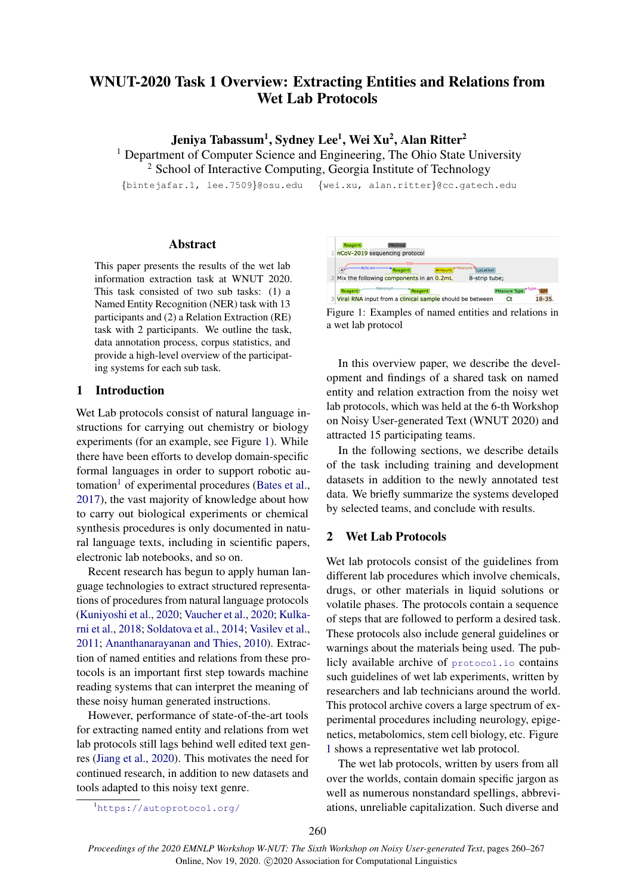# WNUT-2020 Task 1 Overview: Extracting Entities and Relations from Wet Lab Protocols

**Jeniya Tabassum[1], Sydney Lee[1], Wei Xu[2], Alan Ritter[2]**

[1] Department of Computer Science and Engineering, The Ohio State University
[2] School of Interactive Computing, Georgia Institute of Technology

{bintejafar.1, lee.7509}@osu.edu {wei.xu, alan.ritter}@cc.gatech.edu

## Abstract

This paper presents the results of the wet lab information extraction task at WNUT 2020. This task consisted of two sub tasks: (1) a Named Entity Recognition (NER) task with 13 participants and (2) a Relation Extraction (RE) task with 2 participants. We outline the task, data annotation process, corpus statistics, and provide a high-level overview of the participating systems for each sub task.

## 1 Introduction

Wet Lab protocols consist of natural language instructions for carrying out chemistry or biology experiments (for an example, see Figure 1). While there have been efforts to develop domain-specific formal languages in order to support robotic automation[1] of experimental procedures (Bates et al., 2017), the vast majority of knowledge about how to carry out biological experiments or chemical synthesis procedures is only documented in natural language texts, including in scientific papers, electronic lab notebooks, and so on.

Recent research has begun to apply human language technologies to extract structured representations of procedures from natural language protocols (Kuniyoshi et al., 2020; Vaucher et al., 2020; Kulkarni et al., 2018; Soldatova et al., 2014; Vasilev et al., 2011; Ananthanarayanan and Thies, 2010). Extraction of named entities and relations from these protocols is an important first step towards machine reading systems that can interpret the meaning of these noisy human generated instructions.

However, performance of state-of-the-art tools for extracting named entity and relations from wet lab protocols still lags behind well edited text genres (Jiang et al., 2020). This motivates the need for continued research, in addition to new datasets and tools adapted to this noisy text genre.

[1] https://autoprotocol.org/

Figure 1: Examples of named entities and relations in a wet lab protocol

In this overview paper, we describe the development and findings of a shared task on named entity and relation extraction from the noisy wet lab protocols, which was held at the 6-th Workshop on Noisy User-generated Text (WNUT 2020) and attracted 15 participating teams.

In the following sections, we describe details of the task including training and development datasets in addition to the newly annotated test data. We briefly summarize the systems developed by selected teams, and conclude with results.

## 2 Wet Lab Protocols

Wet lab protocols consist of the guidelines from different lab procedures which involve chemicals, drugs, or other materials in liquid solutions or volatile phases. The protocols contain a sequence of steps that are followed to perform a desired task. These protocols also include general guidelines or warnings about the materials being used. The publicly available archive of protocol.io contains such guidelines of wet lab experiments, written by researchers and lab technicians around the world. This protocol archive covers a large spectrum of experimental procedures including neurology, epigenetics, metabolomics, stem cell biology, etc. Figure 1 shows a representative wet lab protocol.

The wet lab protocols, written by users from all over the worlds, contain domain specific jargon as well as numerous nonstandard spellings, abbreviations, unreliable capitalization. Such diverse and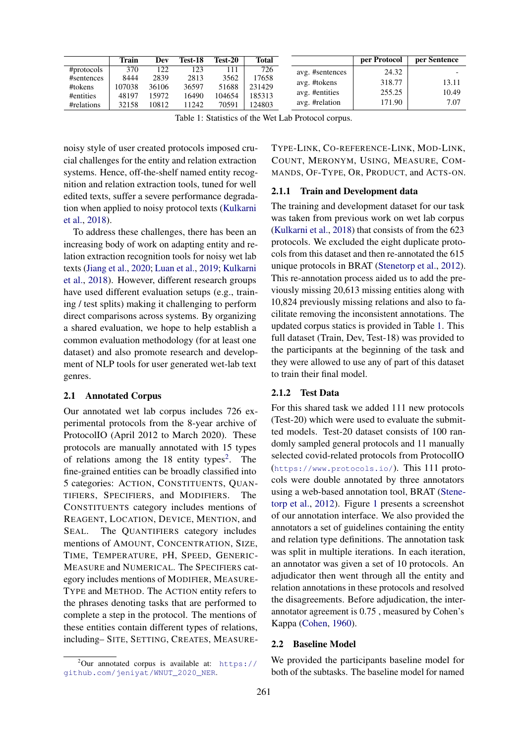| | Train | Dev | Test-18 | Test-20 | Total |
|---|---|---|---|---|---|
| #protocols | 370 | 122 | 123 | 111 | 726 |
| #sentences | 8444 | 2839 | 2813 | 3562 | 17658 |
| #tokens | 107038 | 36106 | 36597 | 51688 | 231429 |
| #entities | 48197 | 15972 | 16490 | 104654 | 185313 |
| #relations | 32158 | 10812 | 11242 | 70591 | 124803 |

| | per Protocol | per Sentence |
|---|---|---|
| avg. #sentences | 24.32 | - |
| avg. #tokens | 318.77 | 13.11 |
| avg. #entities | 255.25 | 10.49 |
| avg. #relation | 171.90 | 7.07 |

Table 1: Statistics of the Wet Lab Protocol corpus.

noisy style of user created protocols imposed crucial challenges for the entity and relation extraction systems. Hence, off-the-shelf named entity recognition and relation extraction tools, tuned for well edited texts, suffer a severe performance degradation when applied to noisy protocol texts (Kulkarni et al., 2018).

To address these challenges, there has been an increasing body of work on adapting entity and relation extraction recognition tools for noisy wet lab texts (Jiang et al., 2020; Luan et al., 2019; Kulkarni et al., 2018). However, different research groups have used different evaluation setups (e.g., training / test splits) making it challenging to perform direct comparisons across systems. By organizing a shared evaluation, we hope to help establish a common evaluation methodology (for at least one dataset) and also promote research and development of NLP tools for user generated wet-lab text genres.

### 2.1 Annotated Corpus

Our annotated wet lab corpus includes 726 experimental protocols from the 8-year archive of ProtocolIO (April 2012 to March 2020). These protocols are manually annotated with 15 types of relations among the 18 entity types[2]. The fine-grained entities can be broadly classified into 5 categories: ACTION, CONSTITUENTS, QUANTIFIERS, SPECIFIERS, and MODIFIERS. The CONSTITUENTS category includes mentions of REAGENT, LOCATION, DEVICE, MENTION, and SEAL. The QUANTIFIERS category includes mentions of AMOUNT, CONCENTRATION, SIZE, TIME, TEMPERATURE, PH, SPEED, GENERIC-MEASURE and NUMERICAL. The SPECIFIERS category includes mentions of MODIFIER, MEASURE-TYPE and METHOD. The ACTION entity refers to the phrases denoting tasks that are performed to complete a step in the protocol. The mentions of these entities contain different types of relations, including– SITE, SETTING, CREATES, MEASURE-TYPE-LINK, CO-REFERENCE-LINK, MOD-LINK, COUNT, MERONYM, USING, MEASURE, COMMANDS, OF-TYPE, OR, PRODUCT, and ACTS-ON.

[2]Our annotated corpus is available at: https://github.com/jeniyat/WNUT_2020_NER.

#### 2.1.1 Train and Development data

The training and development dataset for our task was taken from previous work on wet lab corpus (Kulkarni et al., 2018) that consists of from the 623 protocols. We excluded the eight duplicate protocols from this dataset and then re-annotated the 615 unique protocols in BRAT (Stenetorp et al., 2012). This re-annotation process aided us to add the previously missing 20,613 missing entities along with 10,824 previously missing relations and also to facilitate removing the inconsistent annotations. The updated corpus statics is provided in Table 1. This full dataset (Train, Dev, Test-18) was provided to the participants at the beginning of the task and they were allowed to use any of part of this dataset to train their final model.

#### 2.1.2 Test Data

For this shared task we added 111 new protocols (Test-20) which were used to evaluate the submitted models. Test-20 dataset consists of 100 randomly sampled general protocols and 11 manually selected covid-related protocols from ProtocolIO (https://www.protocols.io/). This 111 protocols were double annotated by three annotators using a web-based annotation tool, BRAT (Stenetorp et al., 2012). Figure 1 presents a screenshot of our annotation interface. We also provided the annotators a set of guidelines containing the entity and relation type definitions. The annotation task was split in multiple iterations. In each iteration, an annotator was given a set of 10 protocols. An adjudicator then went through all the entity and relation annotations in these protocols and resolved the disagreements. Before adjudication, the inter-annotator agreement is 0.75 , measured by Cohen's Kappa (Cohen, 1960).

### 2.2 Baseline Model

We provided the participants baseline model for both of the subtasks. The baseline model for named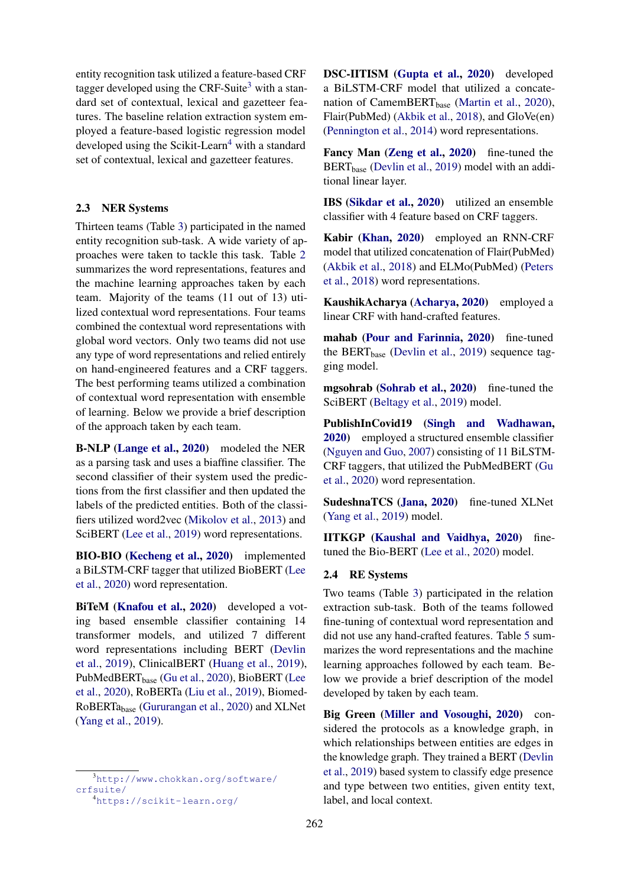entity recognition task utilized a feature-based CRF tagger developed using the CRF-Suite[3] with a standard set of contextual, lexical and gazetteer features. The baseline relation extraction system employed a feature-based logistic regression model developed using the Scikit-Learn[4] with a standard set of contextual, lexical and gazetteer features.

## 2.3 NER Systems

Thirteen teams (Table 3) participated in the named entity recognition sub-task. A wide variety of approaches were taken to tackle this task. Table 2 summarizes the word representations, features and the machine learning approaches taken by each team. Majority of the teams (11 out of 13) utilized contextual word representations. Four teams combined the contextual word representations with global word vectors. Only two teams did not use any type of word representations and relied entirely on hand-engineered features and a CRF taggers. The best performing teams utilized a combination of contextual word representation with ensemble of learning. Below we provide a brief description of the approach taken by each team.

**B-NLP (Lange et al., 2020)** modeled the NER as a parsing task and uses a biaffine classifier. The second classifier of their system used the predictions from the first classifier and then updated the labels of the predicted entities. Both of the classifiers utilized word2vec (Mikolov et al., 2013) and SciBERT (Lee et al., 2019) word representations.

**BIO-BIO (Kecheng et al., 2020)** implemented a BiLSTM-CRF tagger that utilized BioBERT (Lee et al., 2020) word representation.

**BiTeM (Knafou et al., 2020)** developed a voting based ensemble classifier containing 14 transformer models, and utilized 7 different word representations including BERT (Devlin et al., 2019), ClinicalBERT (Huang et al., 2019), PubMedBERT$_{base}$ (Gu et al., 2020), BioBERT (Lee et al., 2020), RoBERTa (Liu et al., 2019), Biomed-RoBERTa$_{base}$ (Gururangan et al., 2020) and XLNet (Yang et al., 2019).

**DSC-IITISM (Gupta et al., 2020)** developed a BiLSTM-CRF model that utilized a concatenation of CamemBERT$_{base}$ (Martin et al., 2020), Flair(PubMed) (Akbik et al., 2018), and GloVe(en) (Pennington et al., 2014) word representations.

**Fancy Man (Zeng et al., 2020)** fine-tuned the BERT$_{base}$ (Devlin et al., 2019) model with an additional linear layer.

**IBS (Sikdar et al., 2020)** utilized an ensemble classifier with 4 feature based on CRF taggers.

**Kabir (Khan, 2020)** employed an RNN-CRF model that utilized concatenation of Flair(PubMed) (Akbik et al., 2018) and ELMo(PubMed) (Peters et al., 2018) word representations.

**KaushikAcharya (Acharya, 2020)** employed a linear CRF with hand-crafted features.

**mahab (Pour and Farinnia, 2020)** fine-tuned the BERT$_{base}$ (Devlin et al., 2019) sequence tagging model.

**mgsohrab (Sohrab et al., 2020)** fine-tuned the SciBERT (Beltagy et al., 2019) model.

**PublishInCovid19 (Singh and Wadhawan, 2020)** employed a structured ensemble classifier (Nguyen and Guo, 2007) consisting of 11 BiLSTM-CRF taggers, that utilized the PubMedBERT (Gu et al., 2020) word representation.

**SudeshnaTCS (Jana, 2020)** fine-tuned XLNet (Yang et al., 2019) model.

**IITKGP (Kaushal and Vaidhya, 2020)** fine-tuned the Bio-BERT (Lee et al., 2020) model.

## 2.4 RE Systems

Two teams (Table 3) participated in the relation extraction sub-task. Both of the teams followed fine-tuning of contextual word representation and did not use any hand-crafted features. Table 5 summarizes the word representations and the machine learning approaches followed by each team. Below we provide a brief description of the model developed by taken by each team.

**Big Green (Miller and Vosoughi, 2020)** considered the protocols as a knowledge graph, in which relationships between entities are edges in the knowledge graph. They trained a BERT (Devlin et al., 2019) based system to classify edge presence and type between two entities, given entity text, label, and local context.

[3] http://www.chokkan.org/software/crfsuite/

[4] https://scikit-learn.org/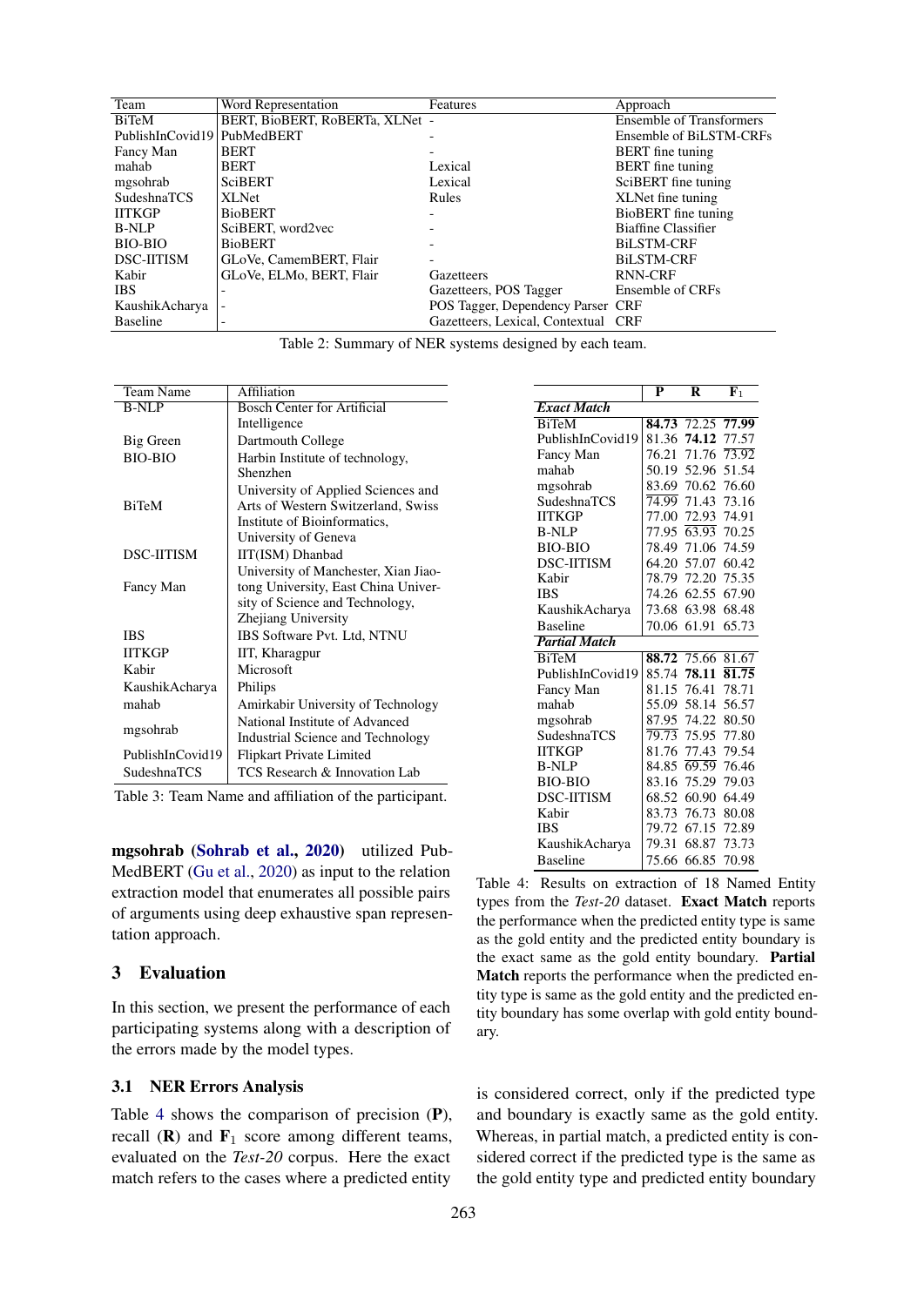| Team | Word Representation | Features | Approach |
|---|---|---|---|
| BiTeM | BERT, BioBERT, RoBERTa, XLNet | - | Ensemble of Transformers |
| PublishInCovid19 | PubMedBERT | - | Ensemble of BiLSTM-CRFs |
| Fancy Man | BERT | - | BERT fine tuning |
| mahab | BERT | Lexical | BERT fine tuning |
| mgsohrab | SciBERT | Lexical | SciBERT fine tuning |
| SudeshnaTCS | XLNet | Rules | XLNet fine tuning |
| IITKGP | BioBERT | - | BioBERT fine tuning |
| B-NLP | SciBERT, word2vec | - | Biaffine Classifier |
| BIO-BIO | BioBERT | - | BiLSTM-CRF |
| DSC-IITISM | GLoVe, CamemBERT, Flair | - | BiLSTM-CRF |
| Kabir | GLoVe, ELMo, BERT, Flair | Gazetteers | RNN-CRF |
| IBS | - | Gazetteers, POS Tagger | Ensemble of CRFs |
| KaushikAcharya | - | POS Tagger, Dependency Parser | CRF |
| Baseline | - | Gazetteers, Lexical, Contextual | CRF |

Table 2: Summary of NER systems designed by each team.

| Team Name | Affiliation |
|---|---|
| B-NLP | Bosch Center for Artificial Intelligence |
| Big Green | Dartmouth College |
| BIO-BIO | Harbin Institute of technology, Shenzhen |
| BiTeM | University of Applied Sciences and Arts of Western Switzerland, Swiss Institute of Bioinformatics, University of Geneva |
| DSC-IITISM | IIT(ISM) Dhanbad |
| Fancy Man | University of Manchester, Xian Jiaotong University, East China University of Science and Technology, Zhejiang University |
| IBS | IBS Software Pvt. Ltd, NTNU |
| IITKGP | IIT, Kharagpur |
| Kabir | Microsoft |
| KaushikAcharya | Philips |
| mahab | Amirkabir University of Technology |
| mgsohrab | National Institute of Advanced Industrial Science and Technology |
| PublishInCovid19 | Flipkart Private Limited |
| SudeshnaTCS | TCS Research & Innovation Lab |

Table 3: Team Name and affiliation of the participant.

**mgsohrab** (**Sohrab et al., 2020**) utilized PubMedBERT (Gu et al., 2020) as input to the relation extraction model that enumerates all possible pairs of arguments using deep exhaustive span representation approach.

## 3 Evaluation

In this section, we present the performance of each participating systems along with a description of the errors made by the model types.

### 3.1 NER Errors Analysis

Table 4 shows the comparison of precision (**P**), recall (**R**) and $\mathbf{F}_1$ score among different teams, evaluated on the *Test-20* corpus. Here the exact match refers to the cases where a predicted entity is considered correct, only if the predicted type and boundary is exactly same as the gold entity. Whereas, in partial match, a predicted entity is considered correct if the predicted type is the same as the gold entity type and predicted entity boundary

| | P | R | $\mathbf{F}_1$ |
|---|---|---|---|
| ***Exact Match*** | | | |
| BiTeM | **84.73** | 72.25 | **77.99** |
| PublishInCovid19 | 81.36 | **74.12** | 77.57 |
| Fancy Man | 76.21 | 71.76 | 73.92 |
| mahab | 50.19 | 52.96 | 51.54 |
| mgsohrab | 83.69 | 70.62 | 76.60 |
| SudeshnaTCS | 74.99 | 71.43 | 73.16 |
| IITKGP | 77.00 | 72.93 | 74.91 |
| B-NLP | 77.95 | 63.93 | 70.25 |
| BIO-BIO | 78.49 | 71.06 | 74.59 |
| DSC-IITISM | 64.20 | 57.07 | 60.42 |
| Kabir | 78.79 | 72.20 | 75.35 |
| IBS | 74.26 | 62.55 | 67.90 |
| KaushikAcharya | 73.68 | 63.98 | 68.48 |
| Baseline | 70.06 | 61.91 | 65.73 |
| ***Partial Match*** | | | |
| BiTeM | **88.72** | 75.66 | 81.67 |
| PublishInCovid19 | 85.74 | **78.11** | **81.75** |
| Fancy Man | 81.15 | 76.41 | 78.71 |
| mahab | 55.09 | 58.14 | 56.57 |
| mgsohrab | 87.95 | 74.22 | 80.50 |
| SudeshnaTCS | 79.73 | 75.95 | 77.80 |
| IITKGP | 81.76 | 77.43 | 79.54 |
| B-NLP | 84.85 | 69.59 | 76.46 |
| BIO-BIO | 83.16 | 75.29 | 79.03 |
| DSC-IITISM | 68.52 | 60.90 | 64.49 |
| Kabir | 83.73 | 76.73 | 80.08 |
| IBS | 79.72 | 67.15 | 72.89 |
| KaushikAcharya | 79.31 | 68.87 | 73.73 |
| Baseline | 75.66 | 66.85 | 70.98 |

Table 4: Results on extraction of 18 Named Entity types from the *Test-20* dataset. **Exact Match** reports the performance when the predicted entity type is same as the gold entity and the predicted entity boundary is the exact same as the gold entity boundary. **Partial Match** reports the performance when the predicted entity type is same as the gold entity and the predicted entity boundary has some overlap with gold entity boundary.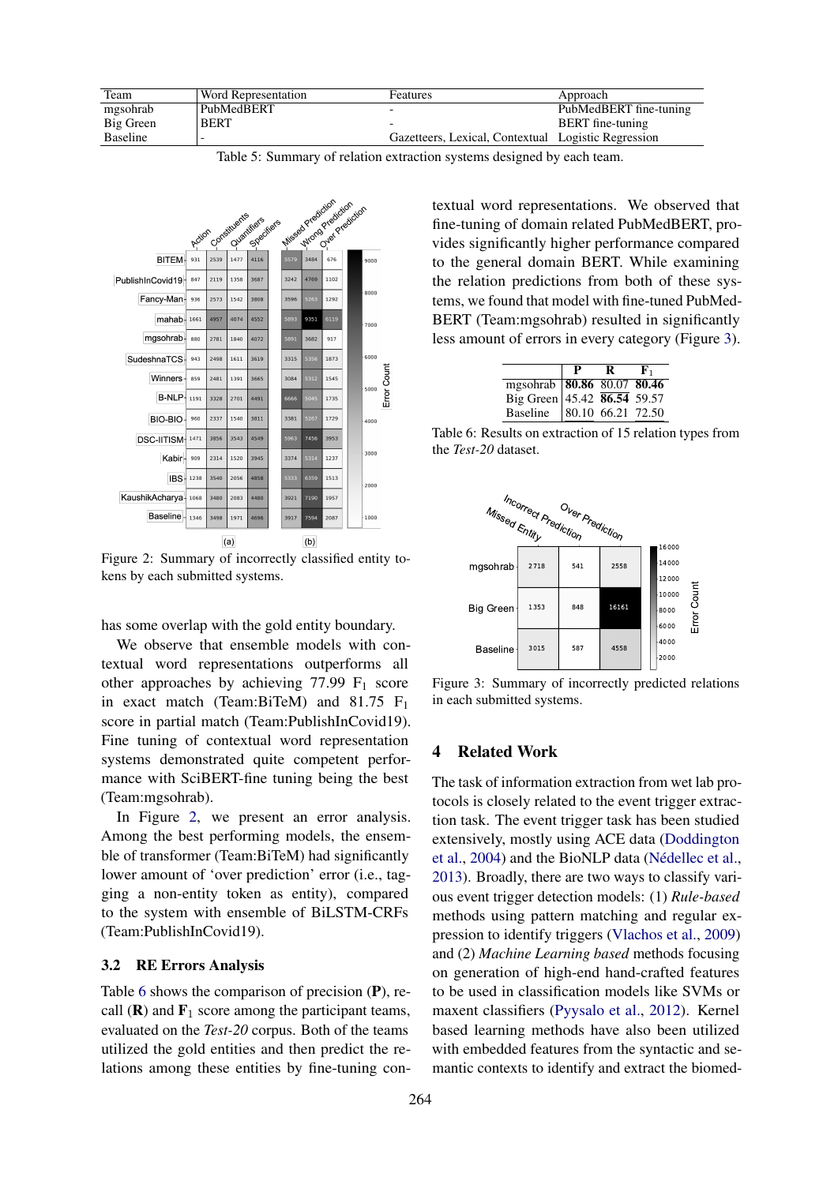| Team | Word Representation | Features | Approach |
|---|---|---|---|
| mgsohrab | PubMedBERT | - | PubMedBERT fine-tuning |
| Big Green | BERT | - | BERT fine-tuning |
| Baseline | - | Gazetteers, Lexical, Contextual | Logistic Regression |

Table 5: Summary of relation extraction systems designed by each team.

Figure 2: Summary of incorrectly classified entity tokens by each submitted systems.

has some overlap with the gold entity boundary.

We observe that ensemble models with contextual word representations outperforms all other approaches by achieving 77.99 $F_1$ score in exact match (Team:BiTeM) and 81.75 $F_1$ score in partial match (Team:PublishInCovid19). Fine tuning of contextual word representation systems demonstrated quite competent performance with SciBERT-fine tuning being the best (Team:mgsohrab).

In Figure 2, we present an error analysis. Among the best performing models, the ensemble of transformer (Team:BiTeM) had significantly lower amount of 'over prediction' error (i.e., tagging a non-entity token as entity), compared to the system with ensemble of BiLSTM-CRFs (Team:PublishInCovid19).

### 3.2 RE Errors Analysis

Table 6 shows the comparison of precision (**P**), recall (**R**) and $\mathbf{F}_1$ score among the participant teams, evaluated on the *Test-20* corpus. Both of the teams utilized the gold entities and then predict the relations among these entities by fine-tuning contextual word representations. We observed that fine-tuning of domain related PubMedBERT, provides significantly higher performance compared to the general domain BERT. While examining the relation predictions from both of these systems, we found that model with fine-tuned PubMedBERT (Team:mgsohrab) resulted in significantly less amount of errors in every category (Figure 3).

| | P | R | $F_1$ |
|---|---|---|---|
| mgsohrab | **80.86** | 80.07 | **80.46** |
| Big Green | 45.42 | **86.54** | 59.57 |
| Baseline | 80.10 | 66.21 | 72.50 |

Table 6: Results on extraction of 15 relation types from the *Test-20* dataset.

Figure 3: Summary of incorrectly predicted relations in each submitted systems.

## 4 Related Work

The task of information extraction from wet lab protocols is closely related to the event trigger extraction task. The event trigger task has been studied extensively, mostly using ACE data (Doddington et al., 2004) and the BioNLP data (Nédellec et al., 2013). Broadly, there are two ways to classify various event trigger detection models: (1) *Rule-based* methods using pattern matching and regular expression to identify triggers (Vlachos et al., 2009) and (2) *Machine Learning based* methods focusing on generation of high-end hand-crafted features to be used in classification models like SVMs or maxent classifiers (Pyysalo et al., 2012). Kernel based learning methods have also been utilized with embedded features from the syntactic and semantic contexts to identify and extract the biomed-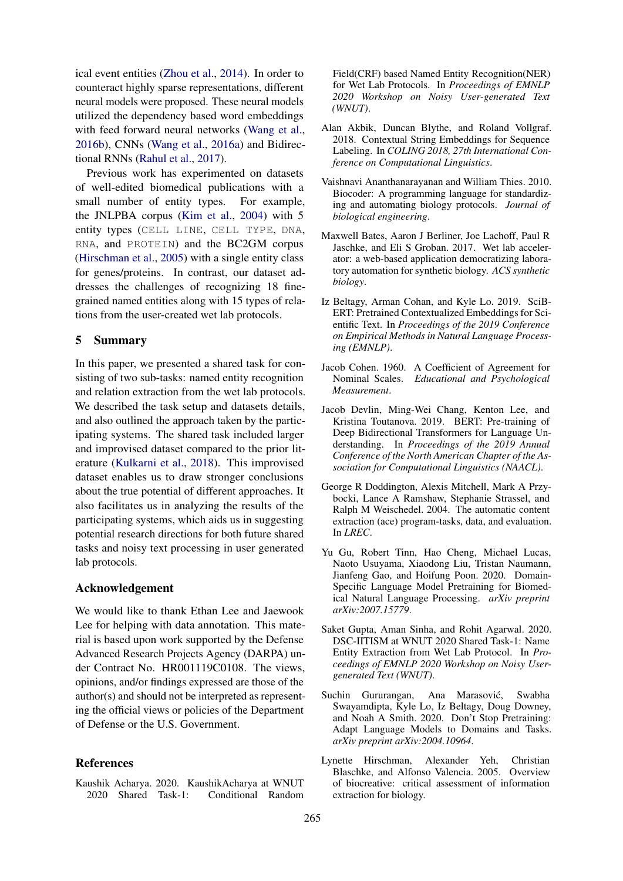ical event entities (Zhou et al., 2014). In order to counteract highly sparse representations, different neural models were proposed. These neural models utilized the dependency based word embeddings with feed forward neural networks (Wang et al., 2016b), CNNs (Wang et al., 2016a) and Bidirectional RNNs (Rahul et al., 2017).

Previous work has experimented on datasets of well-edited biomedical publications with a small number of entity types. For example, the JNLPBA corpus (Kim et al., 2004) with 5 entity types (`CELL LINE`, `CELL TYPE`, `DNA`, `RNA`, and `PROTEIN`) and the BC2GM corpus (Hirschman et al., 2005) with a single entity class for genes/proteins. In contrast, our dataset addresses the challenges of recognizing 18 fine-grained named entities along with 15 types of relations from the user-created wet lab protocols.

## 5 Summary

In this paper, we presented a shared task for consisting of two sub-tasks: named entity recognition and relation extraction from the wet lab protocols. We described the task setup and datasets details, and also outlined the approach taken by the participating systems. The shared task included larger and improved dataset compared to the prior literature (Kulkarni et al., 2018). This improved dataset enables us to draw stronger conclusions about the true potential of different approaches. It also facilitates us in analyzing the results of the participating systems, which aids us in suggesting potential research directions for both future shared tasks and noisy text processing in user generated lab protocols.

## Acknowledgement

We would like to thank Ethan Lee and Jaewook Lee for helping with data annotation. This material is based upon work supported by the Defense Advanced Research Projects Agency (DARPA) under Contract No. HR001119C0108. The views, opinions, and/or findings expressed are those of the author(s) and should not be interpreted as representing the official views or policies of the Department of Defense or the U.S. Government.

## References

Kaushik Acharya. 2020. KaushikAcharya at WNUT 2020 Shared Task-1: Conditional Random Field(CRF) based Named Entity Recognition(NER) for Wet Lab Protocols. In *Proceedings of EMNLP 2020 Workshop on Noisy User-generated Text (WNUT)*.

Alan Akbik, Duncan Blythe, and Roland Vollgraf. 2018. Contextual String Embeddings for Sequence Labeling. In *COLING 2018, 27th International Conference on Computational Linguistics*.

Vaishnavi Ananthanarayanan and William Thies. 2010. Biocoder: A programming language for standardizing and automating biology protocols. *Journal of biological engineering*.

Maxwell Bates, Aaron J Berliner, Joe Lachoff, Paul R Jaschke, and Eli S Groban. 2017. Wet lab accelerator: a web-based application democratizing laboratory automation for synthetic biology. *ACS synthetic biology*.

Iz Beltagy, Arman Cohan, and Kyle Lo. 2019. SciBERT: Pretrained Contextualized Embeddings for Scientific Text. In *Proceedings of the 2019 Conference on Empirical Methods in Natural Language Processing (EMNLP)*.

Jacob Cohen. 1960. A Coefficient of Agreement for Nominal Scales. *Educational and Psychological Measurement*.

Jacob Devlin, Ming-Wei Chang, Kenton Lee, and Kristina Toutanova. 2019. BERT: Pre-training of Deep Bidirectional Transformers for Language Understanding. In *Proceedings of the 2019 Annual Conference of the North American Chapter of the Association for Computational Linguistics (NAACL)*.

George R Doddington, Alexis Mitchell, Mark A Przybocki, Lance A Ramshaw, Stephanie Strassel, and Ralph M Weischedel. 2004. The automatic content extraction (ace) program-tasks, data, and evaluation. In *LREC*.

Yu Gu, Robert Tinn, Hao Cheng, Michael Lucas, Naoto Usuyama, Xiaodong Liu, Tristan Naumann, Jianfeng Gao, and Hoifung Poon. 2020. Domain-Specific Language Model Pretraining for Biomedical Natural Language Processing. *arXiv preprint arXiv:2007.15779*.

Saket Gupta, Aman Sinha, and Rohit Agarwal. 2020. DSC-IITISM at WNUT 2020 Shared Task-1: Name Entity Extraction from Wet Lab Protocol. In *Proceedings of EMNLP 2020 Workshop on Noisy User-generated Text (WNUT)*.

Suchin Gururangan, Ana Marasović, Swabha Swayamdipta, Kyle Lo, Iz Beltagy, Doug Downey, and Noah A Smith. 2020. Don't Stop Pretraining: Adapt Language Models to Domains and Tasks. *arXiv preprint arXiv:2004.10964*.

Lynette Hirschman, Alexander Yeh, Christian Blaschke, and Alfonso Valencia. 2005. Overview of biocreative: critical assessment of information extraction for biology.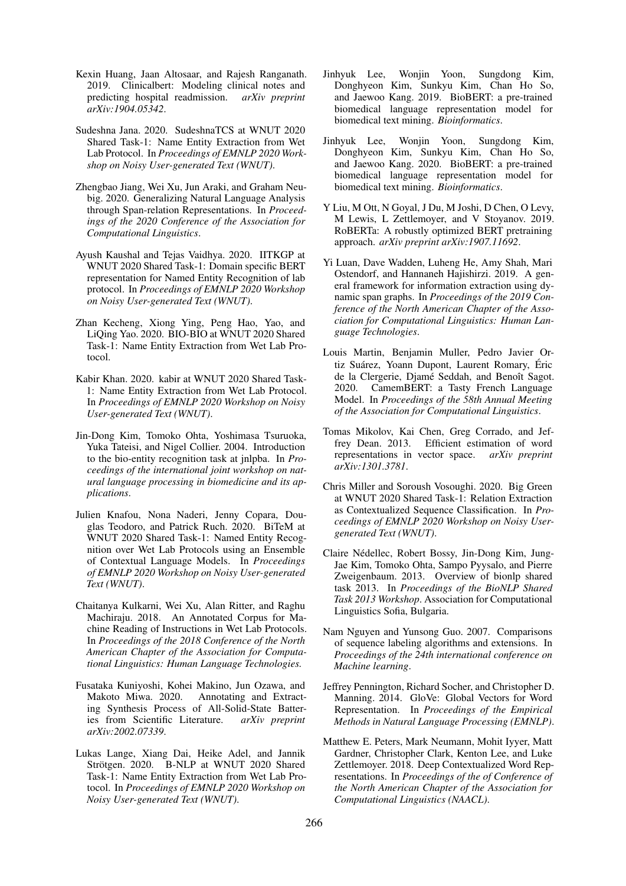Kexin Huang, Jaan Altosaar, and Rajesh Ranganath. 2019. Clinicalbert: Modeling clinical notes and predicting hospital readmission. *arXiv preprint arXiv:1904.05342*.

Sudeshna Jana. 2020. SudeshnaTCS at WNUT 2020 Shared Task-1: Name Entity Extraction from Wet Lab Protocol. In *Proceedings of EMNLP 2020 Workshop on Noisy User-generated Text (WNUT)*.

Zhengbao Jiang, Wei Xu, Jun Araki, and Graham Neubig. 2020. Generalizing Natural Language Analysis through Span-relation Representations. In *Proceedings of the 2020 Conference of the Association for Computational Linguistics*.

Ayush Kaushal and Tejas Vaidhya. 2020. IITKGP at WNUT 2020 Shared Task-1: Domain specific BERT representation for Named Entity Recognition of lab protocol. In *Proceedings of EMNLP 2020 Workshop on Noisy User-generated Text (WNUT)*.

Zhan Kecheng, Xiong Ying, Peng Hao, Yao, and LiQing Yao. 2020. BIO-BIO at WNUT 2020 Shared Task-1: Name Entity Extraction from Wet Lab Protocol.

Kabir Khan. 2020. kabir at WNUT 2020 Shared Task-1: Name Entity Extraction from Wet Lab Protocol. In *Proceedings of EMNLP 2020 Workshop on Noisy User-generated Text (WNUT)*.

Jin-Dong Kim, Tomoko Ohta, Yoshimasa Tsuruoka, Yuka Tateisi, and Nigel Collier. 2004. Introduction to the bio-entity recognition task at jnlpba. In *Proceedings of the international joint workshop on natural language processing in biomedicine and its applications*.

Julien Knafou, Nona Naderi, Jenny Copara, Douglas Teodoro, and Patrick Ruch. 2020. BiTeM at WNUT 2020 Shared Task-1: Named Entity Recognition over Wet Lab Protocols using an Ensemble of Contextual Language Models. In *Proceedings of EMNLP 2020 Workshop on Noisy User-generated Text (WNUT)*.

Chaitanya Kulkarni, Wei Xu, Alan Ritter, and Raghu Machiraju. 2018. An Annotated Corpus for Machine Reading of Instructions in Wet Lab Protocols. In *Proceedings of the 2018 Conference of the North American Chapter of the Association for Computational Linguistics: Human Language Technologies.*

Fusataka Kuniyoshi, Kohei Makino, Jun Ozawa, and Makoto Miwa. 2020. Annotating and Extracting Synthesis Process of All-Solid-State Batteries from Scientific Literature. *arXiv preprint arXiv:2002.07339*.

Lukas Lange, Xiang Dai, Heike Adel, and Jannik Strötgen. 2020. B-NLP at WNUT 2020 Shared Task-1: Name Entity Extraction from Wet Lab Protocol. In *Proceedings of EMNLP 2020 Workshop on Noisy User-generated Text (WNUT)*.

Jinhyuk Lee, Wonjin Yoon, Sungdong Kim, Donghyeon Kim, Sunkyu Kim, Chan Ho So, and Jaewoo Kang. 2019. BioBERT: a pre-trained biomedical language representation model for biomedical text mining. *Bioinformatics*.

Jinhyuk Lee, Wonjin Yoon, Sungdong Kim, Donghyeon Kim, Sunkyu Kim, Chan Ho So, and Jaewoo Kang. 2020. BioBERT: a pre-trained biomedical language representation model for biomedical text mining. *Bioinformatics*.

Y Liu, M Ott, N Goyal, J Du, M Joshi, D Chen, O Levy, M Lewis, L Zettlemoyer, and V Stoyanov. 2019. RoBERTa: A robustly optimized BERT pretraining approach. *arXiv preprint arXiv:1907.11692*.

Yi Luan, Dave Wadden, Luheng He, Amy Shah, Mari Ostendorf, and Hannaneh Hajishirzi. 2019. A general framework for information extraction using dynamic span graphs. In *Proceedings of the 2019 Conference of the North American Chapter of the Association for Computational Linguistics: Human Language Technologies*.

Louis Martin, Benjamin Muller, Pedro Javier Ortiz Suárez, Yoann Dupont, Laurent Romary, Éric de la Clergerie, Djamé Seddah, and Benoît Sagot. 2020. CamemBERT: a Tasty French Language Model. In *Proceedings of the 58th Annual Meeting of the Association for Computational Linguistics*.

Tomas Mikolov, Kai Chen, Greg Corrado, and Jeffrey Dean. 2013. Efficient estimation of word representations in vector space. *arXiv preprint arXiv:1301.3781*.

Chris Miller and Soroush Vosoughi. 2020. Big Green at WNUT 2020 Shared Task-1: Relation Extraction as Contextualized Sequence Classification. In *Proceedings of EMNLP 2020 Workshop on Noisy User-generated Text (WNUT)*.

Claire Nédellec, Robert Bossy, Jin-Dong Kim, Jung-Jae Kim, Tomoko Ohta, Sampo Pyysalo, and Pierre Zweigenbaum. 2013. Overview of bionlp shared task 2013. In *Proceedings of the BioNLP Shared Task 2013 Workshop*. Association for Computational Linguistics Sofia, Bulgaria.

Nam Nguyen and Yunsong Guo. 2007. Comparisons of sequence labeling algorithms and extensions. In *Proceedings of the 24th international conference on Machine learning*.

Jeffrey Pennington, Richard Socher, and Christopher D. Manning. 2014. GloVe: Global Vectors for Word Representation. In *Proceedings of the Empirical Methods in Natural Language Processing (EMNLP)*.

Matthew E. Peters, Mark Neumann, Mohit Iyyer, Matt Gardner, Christopher Clark, Kenton Lee, and Luke Zettlemoyer. 2018. Deep Contextualized Word Representations. In *Proceedings of the of Conference of the North American Chapter of the Association for Computational Linguistics (NAACL)*.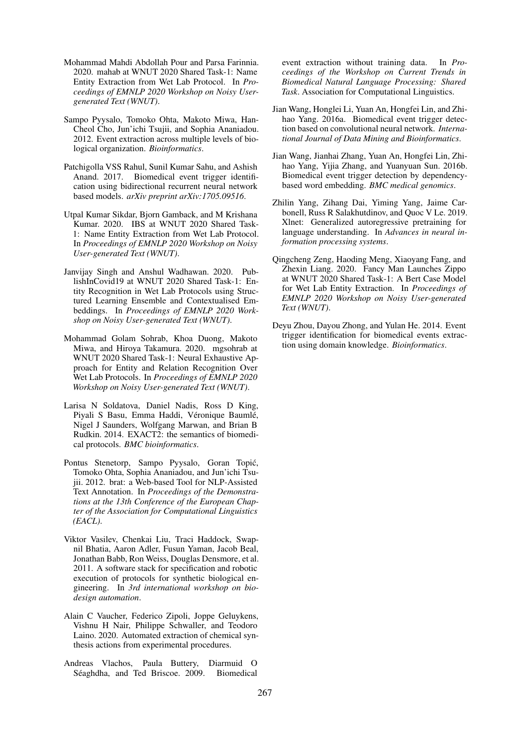Mohammad Mahdi Abdollah Pour and Parsa Farinnia. 2020. mahab at WNUT 2020 Shared Task-1: Name Entity Extraction from Wet Lab Protocol. In *Proceedings of EMNLP 2020 Workshop on Noisy User-generated Text (WNUT)*.

Sampo Pyysalo, Tomoko Ohta, Makoto Miwa, Han-Cheol Cho, Jun'ichi Tsujii, and Sophia Ananiadou. 2012. Event extraction across multiple levels of biological organization. *Bioinformatics*.

Patchigolla VSS Rahul, Sunil Kumar Sahu, and Ashish Anand. 2017. Biomedical event trigger identification using bidirectional recurrent neural network based models. *arXiv preprint arXiv:1705.09516*.

Utpal Kumar Sikdar, Bjorn Gamback, and M Krishana Kumar. 2020. IBS at WNUT 2020 Shared Task-1: Name Entity Extraction from Wet Lab Protocol. In *Proceedings of EMNLP 2020 Workshop on Noisy User-generated Text (WNUT)*.

Janvijay Singh and Anshul Wadhawan. 2020. PublishInCovid19 at WNUT 2020 Shared Task-1: Entity Recognition in Wet Lab Protocols using Structured Learning Ensemble and Contextualised Embeddings. In *Proceedings of EMNLP 2020 Workshop on Noisy User-generated Text (WNUT)*.

Mohammad Golam Sohrab, Khoa Duong, Makoto Miwa, and Hiroya Takamura. 2020. mgsohrab at WNUT 2020 Shared Task-1: Neural Exhaustive Approach for Entity and Relation Recognition Over Wet Lab Protocols. In *Proceedings of EMNLP 2020 Workshop on Noisy User-generated Text (WNUT)*.

Larisa N Soldatova, Daniel Nadis, Ross D King, Piyali S Basu, Emma Haddi, Véronique Baumlé, Nigel J Saunders, Wolfgang Marwan, and Brian B Rudkin. 2014. EXACT2: the semantics of biomedical protocols. *BMC bioinformatics*.

Pontus Stenetorp, Sampo Pyysalo, Goran Topić, Tomoko Ohta, Sophia Ananiadou, and Jun'ichi Tsujii. 2012. brat: a Web-based Tool for NLP-Assisted Text Annotation. In *Proceedings of the Demonstrations at the 13th Conference of the European Chapter of the Association for Computational Linguistics (EACL)*.

Viktor Vasilev, Chenkai Liu, Traci Haddock, Swapnil Bhatia, Aaron Adler, Fusun Yaman, Jacob Beal, Jonathan Babb, Ron Weiss, Douglas Densmore, et al. 2011. A software stack for specification and robotic execution of protocols for synthetic biological engineering. In *3rd international workshop on biodesign automation*.

Alain C Vaucher, Federico Zipoli, Joppe Geluykens, Vishnu H Nair, Philippe Schwaller, and Teodoro Laino. 2020. Automated extraction of chemical synthesis actions from experimental procedures.

Andreas Vlachos, Paula Buttery, Diarmuid O Séaghdha, and Ted Briscoe. 2009. Biomedical event extraction without training data. In *Proceedings of the Workshop on Current Trends in Biomedical Natural Language Processing: Shared Task*. Association for Computational Linguistics.

Jian Wang, Honglei Li, Yuan An, Hongfei Lin, and Zhihao Yang. 2016a. Biomedical event trigger detection based on convolutional neural network. *International Journal of Data Mining and Bioinformatics*.

Jian Wang, Jianhai Zhang, Yuan An, Hongfei Lin, Zhihao Yang, Yijia Zhang, and Yuanyuan Sun. 2016b. Biomedical event trigger detection by dependency-based word embedding. *BMC medical genomics*.

Zhilin Yang, Zihang Dai, Yiming Yang, Jaime Carbonell, Russ R Salakhutdinov, and Quoc V Le. 2019. Xlnet: Generalized autoregressive pretraining for language understanding. In *Advances in neural information processing systems*.

Qingcheng Zeng, Haoding Meng, Xiaoyang Fang, and Zhexin Liang. 2020. Fancy Man Launches Zippo at WNUT 2020 Shared Task-1: A Bert Case Model for Wet Lab Entity Extraction. In *Proceedings of EMNLP 2020 Workshop on Noisy User-generated Text (WNUT)*.

Deyu Zhou, Dayou Zhong, and Yulan He. 2014. Event trigger identification for biomedical events extraction using domain knowledge. *Bioinformatics*.